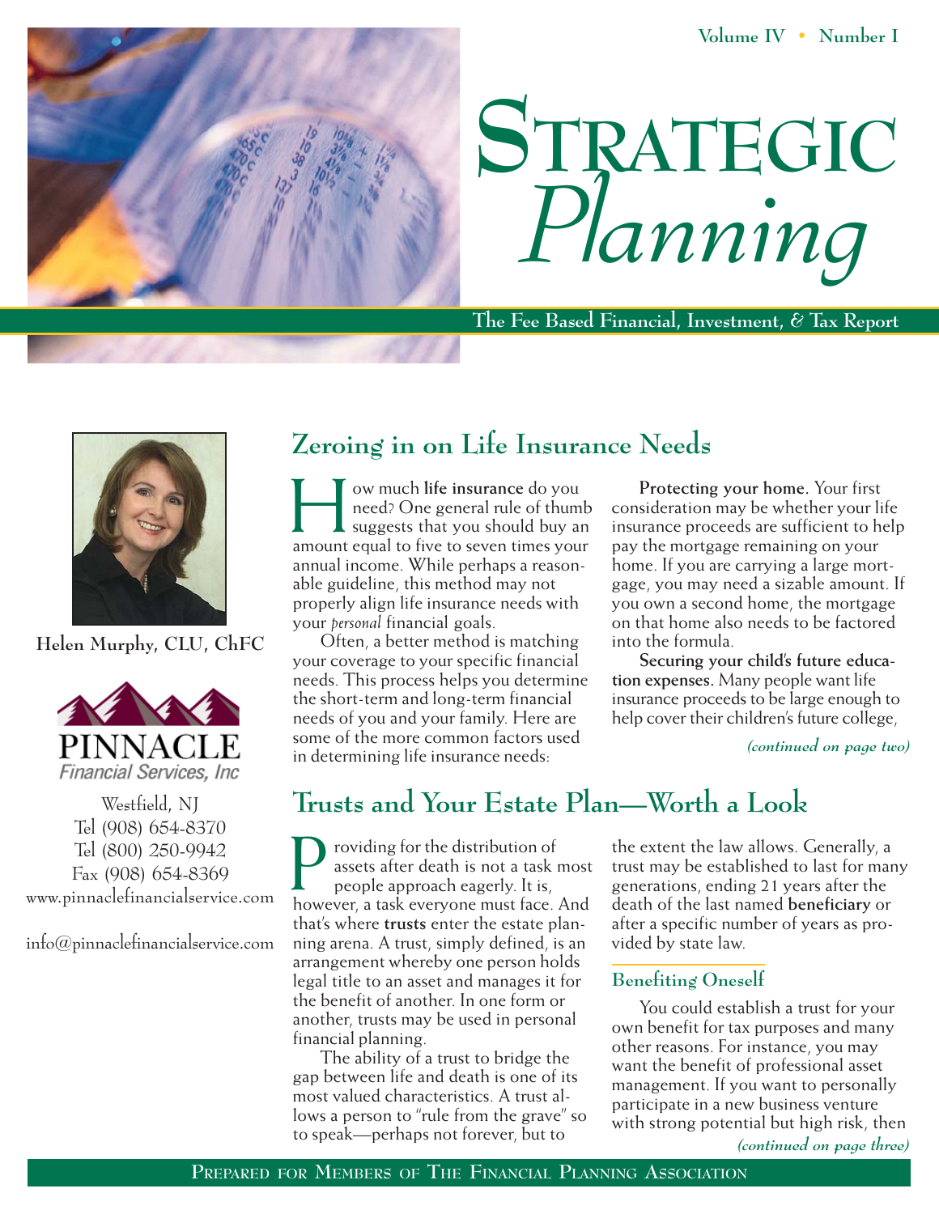# Strategic *Planning*

**The Fee Based Financial, Investment, & Tax Report**

**Helen Murphy, CLU, ChFC**

PINNACLE
*Financial Services, Inc*

Westfield, NJ
Tel (908) 654-8370
Tel (800) 250-9942
Fax (908) 654-8369
www.pinnaclefinancialservice.com

info@pinnaclefinancialservice.com

## Zeroing in on Life Insurance Needs

How much **life insurance** do you need? One general rule of thumb suggests that you should buy an amount equal to five to seven times your annual income. While perhaps a reasonable guideline, this method may not properly align life insurance needs with your *personal* financial goals.

Often, a better method is matching your coverage to your specific financial needs. This process helps you determine the short-term and long-term financial needs of you and your family. Here are some of the more common factors used in determining life insurance needs:

**Protecting your home.** Your first consideration may be whether your life insurance proceeds are sufficient to help pay the mortgage remaining on your home. If you are carrying a large mortgage, you may need a sizable amount. If you own a second home, the mortgage on that home also needs to be factored into the formula.

**Securing your child's future education expenses.** Many people want life insurance proceeds to be large enough to help cover their children's future college,

*(continued on page two)*

## Trusts and Your Estate Plan—Worth a Look

Providing for the distribution of assets after death is not a task most people approach eagerly. It is, however, a task everyone must face. And that's where **trusts** enter the estate planning arena. A trust, simply defined, is an arrangement whereby one person holds legal title to an asset and manages it for the benefit of another. In one form or another, trusts may be used in personal financial planning.

The ability of a trust to bridge the gap between life and death is one of its most valued characteristics. A trust allows a person to "rule from the grave" so to speak—perhaps not forever, but to the extent the law allows. Generally, a trust may be established to last for many generations, ending 21 years after the death of the last named **beneficiary** or after a specific number of years as provided by state law.

### Benefiting Oneself

You could establish a trust for your own benefit for tax purposes and many other reasons. For instance, you may want the benefit of professional asset management. If you want to personally participate in a new business venture with strong potential but high risk, then

*(continued on page three)*

Prepared for Members of The Financial Planning Association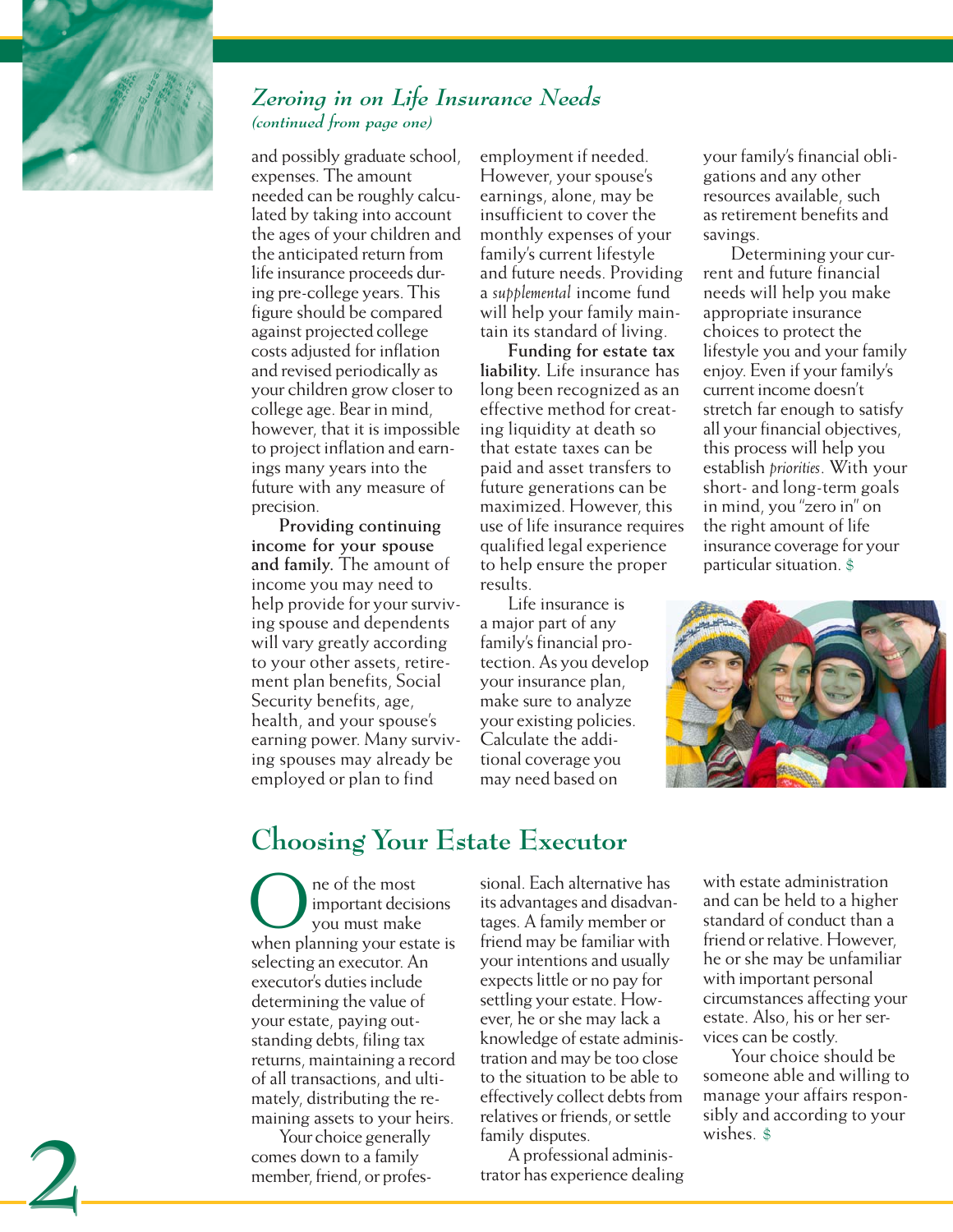## *Zeroing in on Life Insurance Needs*

*(continued from page one)*

and possibly graduate school, expenses. The amount needed can be roughly calculated by taking into account the ages of your children and the anticipated return from life insurance proceeds during pre-college years. This figure should be compared against projected college costs adjusted for inflation and revised periodically as your children grow closer to college age. Bear in mind, however, that it is impossible to project inflation and earnings many years into the future with any measure of precision.

**Providing continuing income for your spouse and family.** The amount of income you may need to help provide for your surviving spouse and dependents will vary greatly according to your other assets, retirement plan benefits, Social Security benefits, age, health, and your spouse's earning power. Many surviving spouses may already be employed or plan to find employment if needed. However, your spouse's earnings, alone, may be insufficient to cover the monthly expenses of your family's current lifestyle and future needs. Providing a *supplemental* income fund will help your family maintain its standard of living.

**Funding for estate tax liability.** Life insurance has long been recognized as an effective method for creating liquidity at death so that estate taxes can be paid and asset transfers to future generations can be maximized. However, this use of life insurance requires qualified legal experience to help ensure the proper results.

Life insurance is a major part of any family's financial protection. As you develop your insurance plan, make sure to analyze your existing policies. Calculate the additional coverage you may need based on your family's financial obligations and any other resources available, such as retirement benefits and savings.

Determining your current and future financial needs will help you make appropriate insurance choices to protect the lifestyle you and your family enjoy. Even if your family's current income doesn't stretch far enough to satisfy all your financial objectives, this process will help you establish *priorities*. With your short- and long-term goals in mind, you "zero in" on the right amount of life insurance coverage for your particular situation. $

## Choosing Your Estate Executor

One of the most important decisions you must make when planning your estate is selecting an executor. An executor's duties include determining the value of your estate, paying outstanding debts, filing tax returns, maintaining a record of all transactions, and ultimately, distributing the remaining assets to your heirs.

Your choice generally comes down to a family member, friend, or professional. Each alternative has its advantages and disadvantages. A family member or friend may be familiar with your intentions and usually expects little or no pay for settling your estate. However, he or she may lack a knowledge of estate administration and may be too close to the situation to be able to effectively collect debts from relatives or friends, or settle family disputes.

A professional administrator has experience dealing with estate administration and can be held to a higher standard of conduct than a friend or relative. However, he or she may be unfamiliar with important personal circumstances affecting your estate. Also, his or her services can be costly.

Your choice should be someone able and willing to manage your affairs responsibly and according to your wishes. $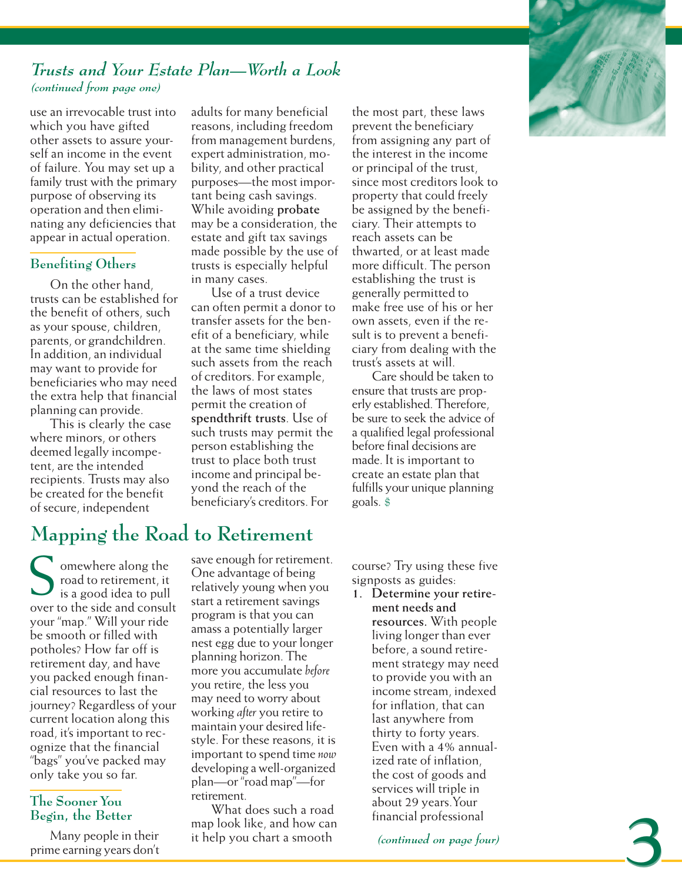## *Trusts and Your Estate Plan—Worth a Look*

*(continued from page one)*

use an irrevocable trust into which you have gifted other assets to assure yourself an income in the event of failure. You may set up a family trust with the primary purpose of observing its operation and then eliminating any deficiencies that appear in actual operation.

### Benefiting Others

On the other hand, trusts can be established for the benefit of others, such as your spouse, children, parents, or grandchildren. In addition, an individual may want to provide for beneficiaries who may need the extra help that financial planning can provide.

This is clearly the case where minors, or others deemed legally incompetent, are the intended recipients. Trusts may also be created for the benefit of secure, independent adults for many beneficial reasons, including freedom from management burdens, expert administration, mobility, and other practical purposes—the most important being cash savings. While avoiding **probate** may be a consideration, the estate and gift tax savings made possible by the use of trusts is especially helpful in many cases.

Use of a trust device can often permit a donor to transfer assets for the benefit of a beneficiary, while at the same time shielding such assets from the reach of creditors. For example, the laws of most states permit the creation of **spendthrift trusts**. Use of such trusts may permit the person establishing the trust to place both trust income and principal beyond the reach of the beneficiary's creditors. For the most part, these laws prevent the beneficiary from assigning any part of the interest in the income or principal of the trust, since most creditors look to property that could freely be assigned by the beneficiary. Their attempts to reach assets can be thwarted, or at least made more difficult. The person establishing the trust is generally permitted to make free use of his or her own assets, even if the result is to prevent a beneficiary from dealing with the trust's assets at will.

Care should be taken to ensure that trusts are properly established. Therefore, be sure to seek the advice of a qualified legal professional before final decisions are made. It is important to create an estate plan that fulfills your unique planning goals. $

## Mapping the Road to Retirement

Somewhere along the road to retirement, it is a good idea to pull over to the side and consult your "map." Will your ride be smooth or filled with potholes? How far off is retirement day, and have you packed enough financial resources to last the journey? Regardless of your current location along this road, it's important to recognize that the financial "bags" you've packed may only take you so far.

### The Sooner You Begin, the Better

Many people in their prime earning years don't save enough for retirement. One advantage of being relatively young when you start a retirement savings program is that you can amass a potentially larger nest egg due to your longer planning horizon. The more you accumulate *before* you retire, the less you may need to worry about working *after* you retire to maintain your desired lifestyle. For these reasons, it is important to spend time *now* developing a well-organized plan—or "road map"—for retirement.

What does such a road map look like, and how can it help you chart a smooth course? Try using these five signposts as guides:

1. **Determine your retirement needs and resources.** With people living longer than ever before, a sound retirement strategy may need to provide you with an income stream, indexed for inflation, that can last anywhere from thirty to forty years. Even with a 4% annualized rate of inflation, the cost of goods and services will triple in about 29 years. Your financial professional

*(continued on page four)*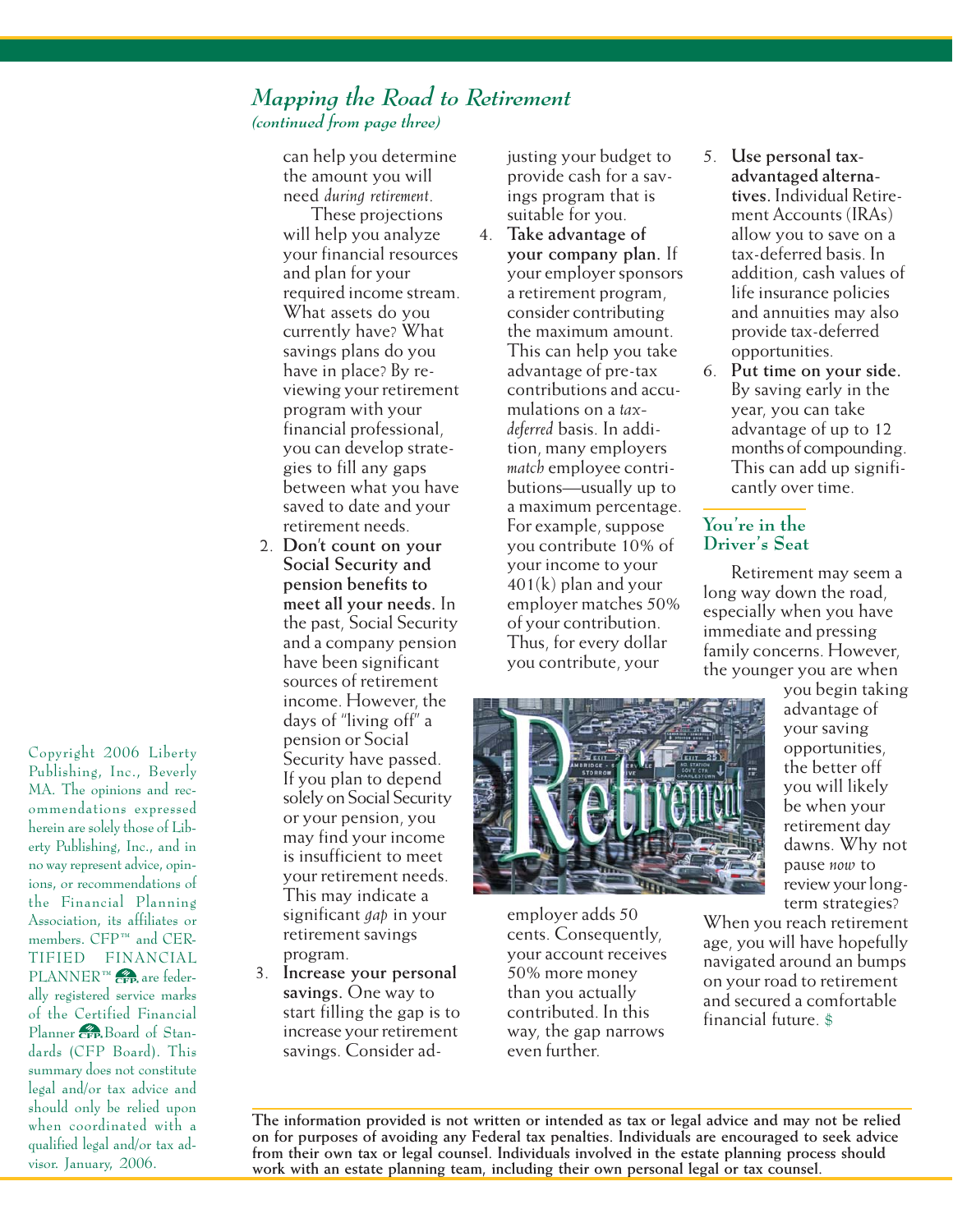## *Mapping the Road to Retirement*

*(continued from page three)*

can help you determine the amount you will need *during retirement*.

These projections will help you analyze your financial resources and plan for your required income stream. What assets do you currently have? What savings plans do you have in place? By reviewing your retirement program with your financial professional, you can develop strategies to fill any gaps between what you have saved to date and your retirement needs.

2. **Don't count on your Social Security and pension benefits to meet all your needs.** In the past, Social Security and a company pension have been significant sources of retirement income. However, the days of "living off" a pension or Social Security have passed. If you plan to depend solely on Social Security or your pension, you may find your income is insufficient to meet your retirement needs. This may indicate a significant *gap* in your retirement savings program.
3. **Increase your personal savings.** One way to start filling the gap is to increase your retirement savings. Consider adjusting your budget to provide cash for a savings program that is suitable for you.
4. **Take advantage of your company plan.** If your employer sponsors a retirement program, consider contributing the maximum amount. This can help you take advantage of pre-tax contributions and accumulations on a *tax-deferred* basis. In addition, many employers *match* employee contributions—usually up to a maximum percentage. For example, suppose you contribute 10% of your income to your 401(k) plan and your employer matches 50% of your contribution. Thus, for every dollar you contribute, your employer adds 50 cents. Consequently, your account receives 50% more money than you actually contributed. In this way, the gap narrows even further.
5. **Use personal tax-advantaged alternatives.** Individual Retirement Accounts (IRAs) allow you to save on a tax-deferred basis. In addition, cash values of life insurance policies and annuities may also provide tax-deferred opportunities.
6. **Put time on your side.** By saving early in the year, you can take advantage of up to 12 months of compounding. This can add up significantly over time.

### You're in the Driver's Seat

Retirement may seem a long way down the road, especially when you have immediate and pressing family concerns. However, the younger you are when you begin taking advantage of your saving opportunities, the better off you will likely be when your retirement day dawns. Why not pause *now* to review your long-term strategies? When you reach retirement age, you will have hopefully navigated around an bumps on your road to retirement and secured a comfortable financial future. $

Copyright 2006 Liberty Publishing, Inc., Beverly MA. The opinions and recommendations expressed herein are solely those of Liberty Publishing, Inc., and in no way represent advice, opinions, or recommendations of the Financial Planning Association, its affiliates or members. CFP™ and CERTIFIED FINANCIAL PLANNER™ CFP are federally registered service marks of the Certified Financial Planner CFP Board of Standards (CFP Board). This summary does not constitute legal and/or tax advice and should only be relied upon when coordinated with a qualified legal and/or tax advisor. January, 2006.

**The information provided is not written or intended as tax or legal advice and may not be relied on for purposes of avoiding any Federal tax penalties. Individuals are encouraged to seek advice from their own tax or legal counsel. Individuals involved in the estate planning process should work with an estate planning team, including their own personal legal or tax counsel.**